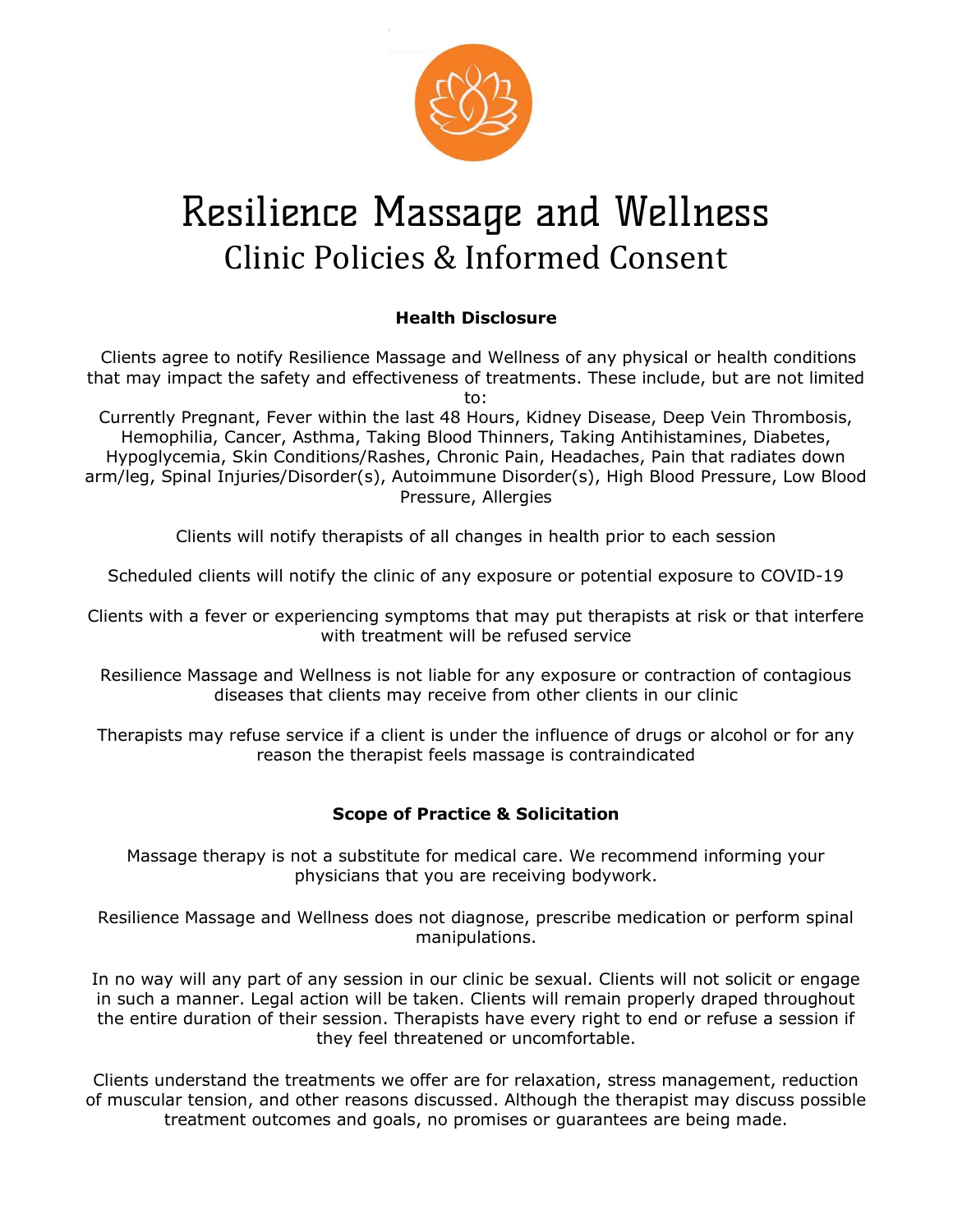# Resilience Massage and Wellness

## Clinic Policies & Informed Consent

### Health Disclosure

Clients agree to notify Resilience Massage and Wellness of any physical or health conditions that may impact the safety and effectiveness of treatments. These include, but are not limited to:

Currently Pregnant, Fever within the last 48 Hours, Kidney Disease, Deep Vein Thrombosis, Hemophilia, Cancer, Asthma, Taking Blood Thinners, Taking Antihistamines, Diabetes, Hypoglycemia, Skin Conditions/Rashes, Chronic Pain, Headaches, Pain that radiates down arm/leg, Spinal Injuries/Disorder(s), Autoimmune Disorder(s), High Blood Pressure, Low Blood Pressure, Allergies

Clients will notify therapists of all changes in health prior to each session

Scheduled clients will notify the clinic of any exposure or potential exposure to COVID-19

Clients with a fever or experiencing symptoms that may put therapists at risk or that interfere with treatment will be refused service

Resilience Massage and Wellness is not liable for any exposure or contraction of contagious diseases that clients may receive from other clients in our clinic

Therapists may refuse service if a client is under the influence of drugs or alcohol or for any reason the therapist feels massage is contraindicated

### Scope of Practice & Solicitation

Massage therapy is not a substitute for medical care. We recommend informing your physicians that you are receiving bodywork.

Resilience Massage and Wellness does not diagnose, prescribe medication or perform spinal manipulations.

In no way will any part of any session in our clinic be sexual. Clients will not solicit or engage in such a manner. Legal action will be taken. Clients will remain properly draped throughout the entire duration of their session. Therapists have every right to end or refuse a session if they feel threatened or uncomfortable.

Clients understand the treatments we offer are for relaxation, stress management, reduction of muscular tension, and other reasons discussed. Although the therapist may discuss possible treatment outcomes and goals, no promises or guarantees are being made.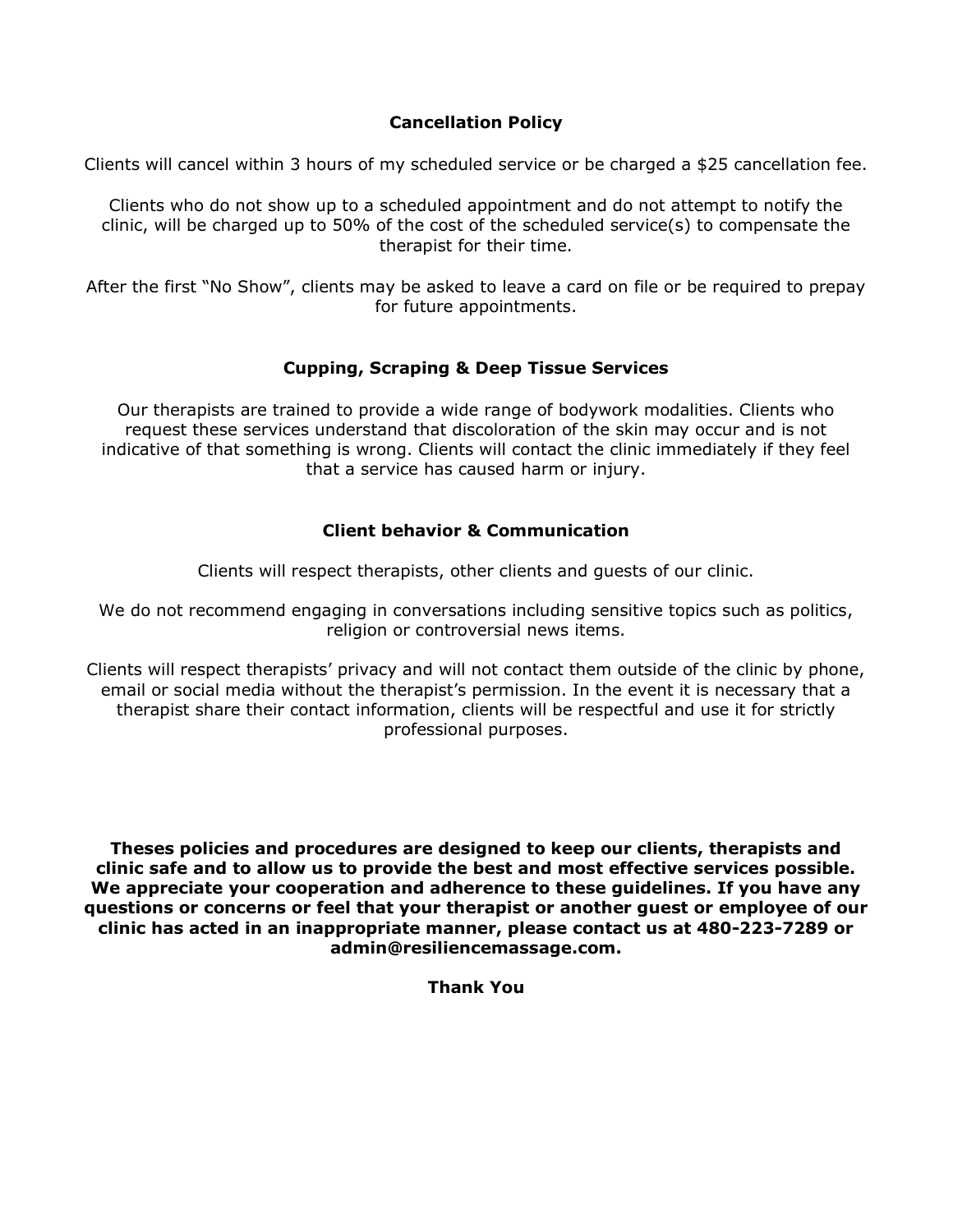## Cancellation Policy

Clients will cancel within 3 hours of my scheduled service or be charged a $25 cancellation fee.

Clients who do not show up to a scheduled appointment and do not attempt to notify the clinic, will be charged up to 50% of the cost of the scheduled service(s) to compensate the therapist for their time.

After the first "No Show", clients may be asked to leave a card on file or be required to prepay for future appointments.

## Cupping, Scraping & Deep Tissue Services

Our therapists are trained to provide a wide range of bodywork modalities. Clients who request these services understand that discoloration of the skin may occur and is not indicative of that something is wrong. Clients will contact the clinic immediately if they feel that a service has caused harm or injury.

## Client behavior & Communication

Clients will respect therapists, other clients and guests of our clinic.

We do not recommend engaging in conversations including sensitive topics such as politics, religion or controversial news items.

Clients will respect therapists' privacy and will not contact them outside of the clinic by phone, email or social media without the therapist's permission. In the event it is necessary that a therapist share their contact information, clients will be respectful and use it for strictly professional purposes.

**Theses policies and procedures are designed to keep our clients, therapists and clinic safe and to allow us to provide the best and most effective services possible. We appreciate your cooperation and adherence to these guidelines. If you have any questions or concerns or feel that your therapist or another guest or employee of our clinic has acted in an inappropriate manner, please contact us at 480-223-7289 or admin@resiliencemassage.com.**

**Thank You**